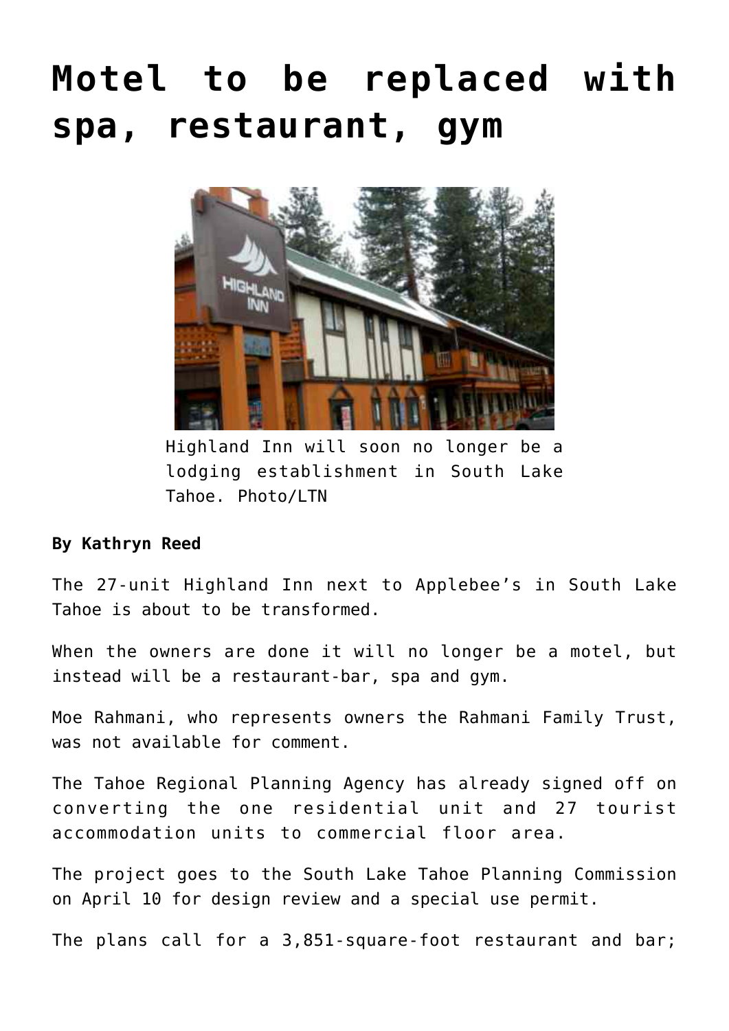# Motel to be replaced with spa, restaurant, gym

Highland Inn will soon no longer be a lodging establishment in South Lake Tahoe. Photo/LTN

**By Kathryn Reed**

The 27-unit Highland Inn next to Applebee's in South Lake Tahoe is about to be transformed.

When the owners are done it will no longer be a motel, but instead will be a restaurant-bar, spa and gym.

Moe Rahmani, who represents owners the Rahmani Family Trust, was not available for comment.

The Tahoe Regional Planning Agency has already signed off on converting the one residential unit and 27 tourist accommodation units to commercial floor area.

The project goes to the South Lake Tahoe Planning Commission on April 10 for design review and a special use permit.

The plans call for a 3,851-square-foot restaurant and bar;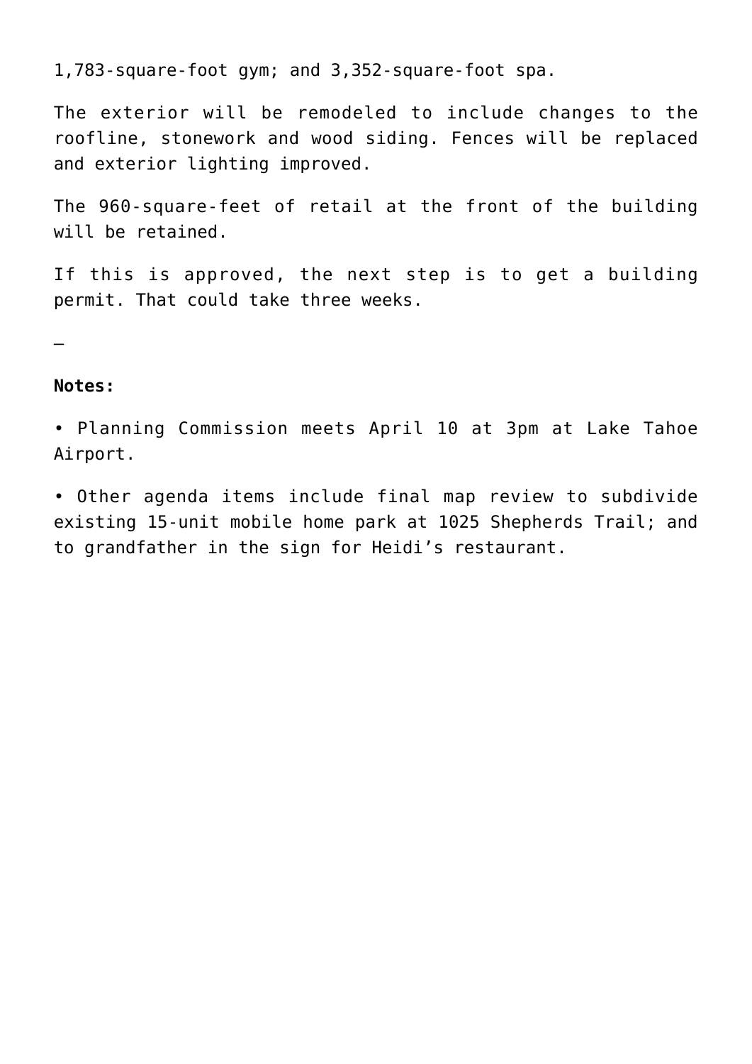1,783-square-foot gym; and 3,352-square-foot spa.

The exterior will be remodeled to include changes to the roofline, stonework and wood siding. Fences will be replaced and exterior lighting improved.

The 960-square-feet of retail at the front of the building will be retained.

If this is approved, the next step is to get a building permit. That could take three weeks.

–

**Notes:**

• Planning Commission meets April 10 at 3pm at Lake Tahoe Airport.

• Other agenda items include final map review to subdivide existing 15-unit mobile home park at 1025 Shepherds Trail; and to grandfather in the sign for Heidi’s restaurant.